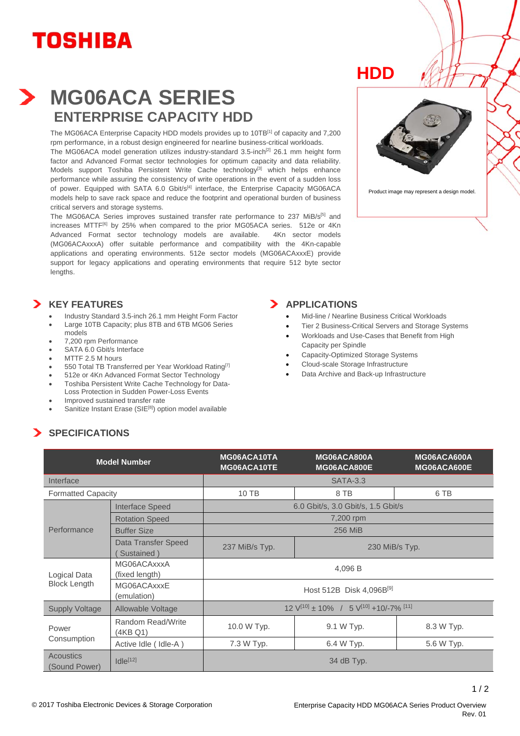TOSHIBA

HDD

# MG06ACA SERIES

## ENTERPRISE CAPACITY HDD

The MG06ACA Enterprise Capacity HDD models provides up to 10TB[1] of capacity and 7,200 rpm performance, in a robust design engineered for nearline business-critical workloads.

The MG06ACA model generation utilizes industry-standard 3.5-inch[2] 26.1 mm height form factor and Advanced Format sector technologies for optimum capacity and data reliability. Models support Toshiba Persistent Write Cache technology[3] which helps enhance performance while assuring the consistency of write operations in the event of a sudden loss of power. Equipped with SATA 6.0 Gbit/s[4] interface, the Enterprise Capacity MG06ACA models help to save rack space and reduce the footprint and operational burden of business critical servers and storage systems.

The MG06ACA Series improves sustained transfer rate performance to 237 MiB/s[5] and increases MTTF[6] by 25% when compared to the prior MG05ACA series. 512e or 4Kn Advanced Format sector technology models are available. 4Kn sector models (MG06ACAxxxA) offer suitable performance and compatibility with the 4Kn-capable applications and operating environments. 512e sector models (MG06ACAxxxE) provide support for legacy applications and operating environments that require 512 byte sector lengths.

Product image may represent a design model.

## KEY FEATURES

- Industry Standard 3.5-inch 26.1 mm Height Form Factor
- Large 10TB Capacity; plus 8TB and 6TB MG06 Series models
- 7,200 rpm Performance
- SATA 6.0 Gbit/s Interface
- MTTF 2.5 M hours
- 550 Total TB Transferred per Year Workload Rating[7]
- 512e or 4Kn Advanced Format Sector Technology
- Toshiba Persistent Write Cache Technology for Data-Loss Protection in Sudden Power-Loss Events
- Improved sustained transfer rate
- Sanitize Instant Erase (SIE[8]) option model available

## APPLICATIONS

- Mid-line / Nearline Business Critical Workloads
- Tier 2 Business-Critical Servers and Storage Systems
- Workloads and Use-Cases that Benefit from High Capacity per Spindle
- Capacity-Optimized Storage Systems
- Cloud-scale Storage Infrastructure
- Data Archive and Back-up Infrastructure

## SPECIFICATIONS

| Model Number | | MG06ACA10TA MG06ACA10TE | MG06ACA800A MG06ACA800E | MG06ACA600A MG06ACA600E |
|---|---|---|---|---|
| Interface | | SATA-3.3 | | |
| Formatted Capacity | | 10 TB | 8 TB | 6 TB |
| Performance | Interface Speed | 6.0 Gbit/s, 3.0 Gbit/s, 1.5 Gbit/s | | |
| | Rotation Speed | 7,200 rpm | | |
| | Buffer Size | 256 MiB | | |
| | Data Transfer Speed ( Sustained ) | 237 MiB/s Typ. | 230 MiB/s Typ. | |
| Logical Data Block Length | MG06ACAxxxA (fixed length) | 4,096 B | | |
| | MG06ACAxxxE (emulation) | Host 512B Disk 4,096B[9] | | |
| Supply Voltage | Allowable Voltage | 12 V[10] ± 10% / 5 V[10] +10/-7% [11] | | |
| Power Consumption | Random Read/Write (4KB Q1) | 10.0 W Typ. | 9.1 W Typ. | 8.3 W Typ. |
| | Active Idle ( Idle-A ) | 7.3 W Typ. | 6.4 W Typ. | 5.6 W Typ. |
| Acoustics (Sound Power) | Idle[12] | 34 dB Typ. | | |

© 2017 Toshiba Electronic Devices & Storage Corporation

Enterprise Capacity HDD MG06ACA Series Product Overview Rev. 01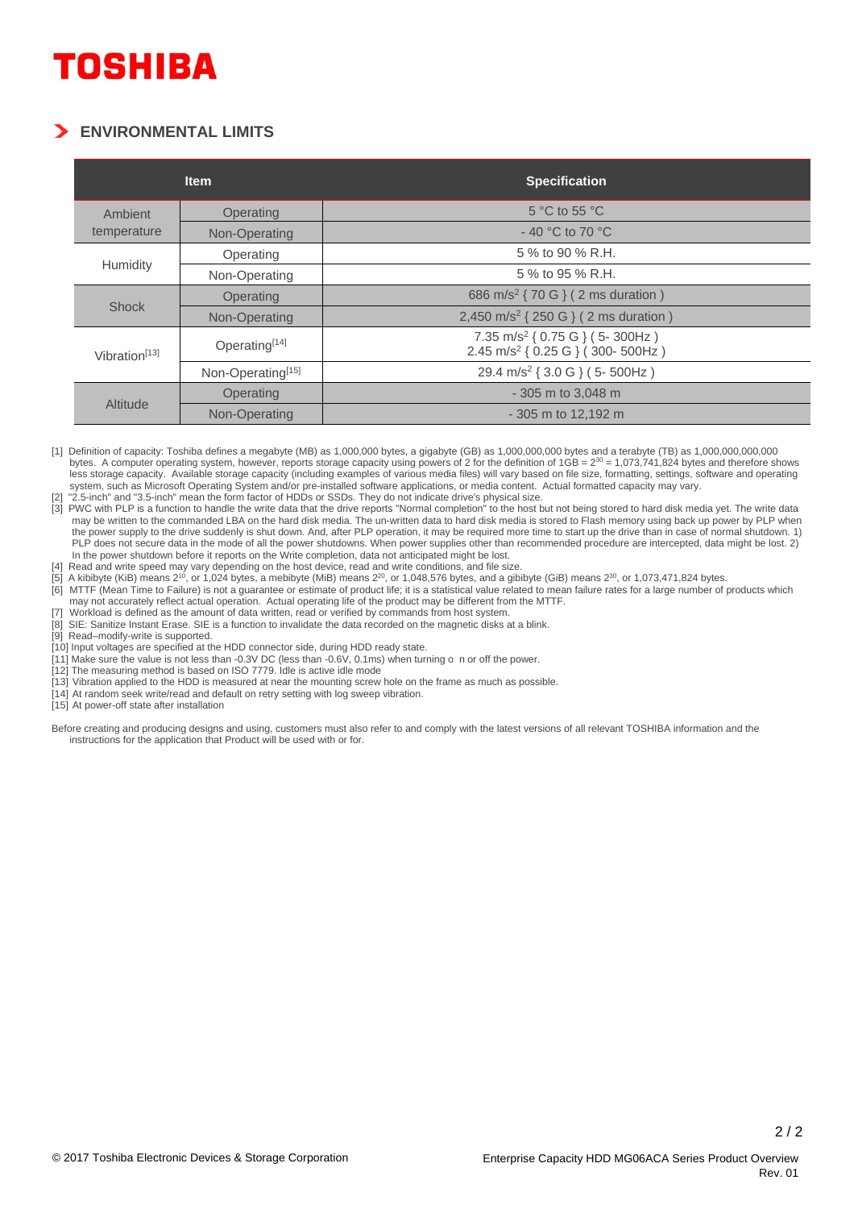## ENVIRONMENTAL LIMITS

| Item | | Specification |
|---|---|---|
| Ambient temperature | Operating | 5 °C to 55 °C |
| | Non-Operating | - 40 °C to 70 °C |
| Humidity | Operating | 5 % to 90 % R.H. |
| | Non-Operating | 5 % to 95 % R.H. |
| Shock | Operating | 686 $m/s^2$ { 70 G } ( 2 ms duration ) |
| | Non-Operating | 2,450 $m/s^2$ { 250 G } ( 2 ms duration ) |
| Vibration[13] | Operating[14] | 7.35 $m/s^2$ { 0.75 G } ( 5- 300Hz )<br>2.45 $m/s^2$ { 0.25 G } ( 300- 500Hz ) |
| | Non-Operating[15] | 29.4 $m/s^2$ { 3.0 G } ( 5- 500Hz ) |
| Altitude | Operating | - 305 m to 3,048 m |
| | Non-Operating | - 305 m to 12,192 m |

[1] Definition of capacity: Toshiba defines a megabyte (MB) as 1,000,000 bytes, a gigabyte (GB) as 1,000,000,000 bytes and a terabyte (TB) as 1,000,000,000,000 bytes. A computer operating system, however, reports storage capacity using powers of 2 for the definition of 1GB = $2^{30}$ = 1,073,741,824 bytes and therefore shows less storage capacity. Available storage capacity (including examples of various media files) will vary based on file size, formatting, settings, software and operating system, such as Microsoft Operating System and/or pre-installed software applications, or media content. Actual formatted capacity may vary.
[2] "2.5-inch" and "3.5-inch" mean the form factor of HDDs or SSDs. They do not indicate drive's physical size.
[3] PWC with PLP is a function to handle the write data that the drive reports "Normal completion" to the host but not being stored to hard disk media yet. The write data may be written to the commanded LBA on the hard disk media. The un-written data to hard disk media is stored to Flash memory using back up power by PLP when the power supply to the drive suddenly is shut down. And, after PLP operation, it may be required more time to start up the drive than in case of normal shutdown. 1) PLP does not secure data in the mode of all the power shutdowns. When power supplies other than recommended procedure are intercepted, data might be lost. 2) In the power shutdown before it reports on the Write completion, data not anticipated might be lost.
[4] Read and write speed may vary depending on the host device, read and write conditions, and file size.
[5] A kibibyte (KiB) means $2^{10}$, or 1,024 bytes, a mebibyte (MiB) means $2^{20}$, or 1,048,576 bytes, and a gibibyte (GiB) means $2^{30}$, or 1,073,471,824 bytes.
[6] MTTF (Mean Time to Failure) is not a guarantee or estimate of product life; it is a statistical value related to mean failure rates for a large number of products which may not accurately reflect actual operation. Actual operating life of the product may be different from the MTTF.
[7] Workload is defined as the amount of data written, read or verified by commands from host system.
[8] SIE: Sanitize Instant Erase. SIE is a function to invalidate the data recorded on the magnetic disks at a blink.
[9] Read–modify-write is supported.
[10] Input voltages are specified at the HDD connector side, during HDD ready state.
[11] Make sure the value is not less than -0.3V DC (less than -0.6V, 0.1ms) when turning o n or off the power.
[12] The measuring method is based on ISO 7779. Idle is active idle mode
[13] Vibration applied to the HDD is measured at near the mounting screw hole on the frame as much as possible.
[14] At random seek write/read and default on retry setting with log sweep vibration.
[15] At power-off state after installation

Before creating and producing designs and using, customers must also refer to and comply with the latest versions of all relevant TOSHIBA information and the instructions for the application that Product will be used with or for.